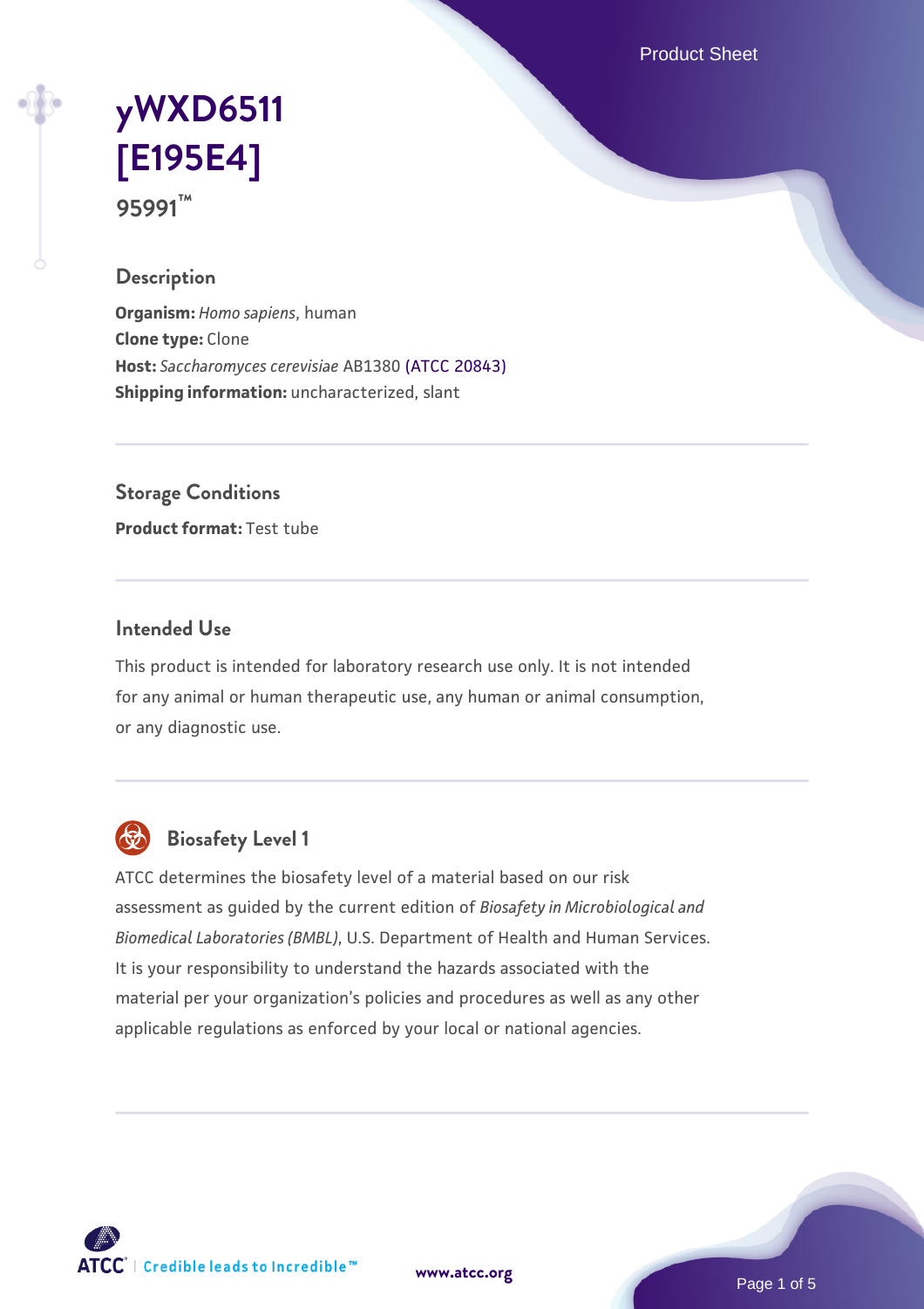# yWXD6511 [E195E4]

95991™

## Description

**Organism:** *Homo sapiens*, human
**Clone type:** Clone
**Host:** *Saccharomyces cerevisiae* AB1380 (ATCC 20843)
**Shipping information:** uncharacterized, slant

## Storage Conditions

**Product format:** Test tube

## Intended Use

This product is intended for laboratory research use only. It is not intended for any animal or human therapeutic use, any human or animal consumption, or any diagnostic use.

## Biosafety Level 1

ATCC determines the biosafety level of a material based on our risk assessment as guided by the current edition of *Biosafety in Microbiological and Biomedical Laboratories (BMBL)*, U.S. Department of Health and Human Services. It is your responsibility to understand the hazards associated with the material per your organization's policies and procedures as well as any other applicable regulations as enforced by your local or national agencies.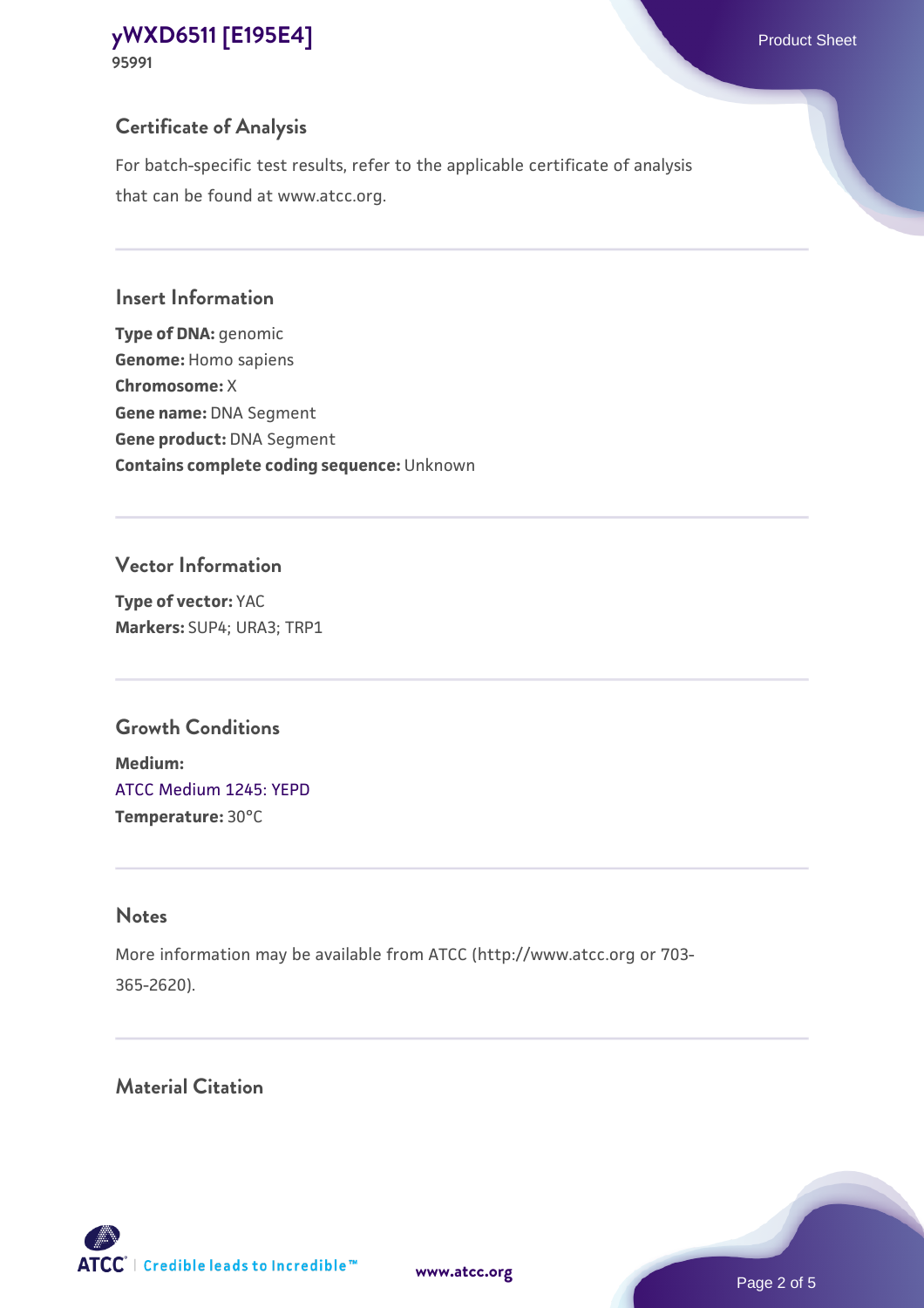## Certificate of Analysis

For batch-specific test results, refer to the applicable certificate of analysis that can be found at www.atcc.org.

## Insert Information

**Type of DNA:** genomic
**Genome:** Homo sapiens
**Chromosome:** X
**Gene name:** DNA Segment
**Gene product:** DNA Segment
**Contains complete coding sequence:** Unknown

## Vector Information

**Type of vector:** YAC
**Markers:** SUP4; URA3; TRP1

## Growth Conditions

**Medium:**
ATCC Medium 1245: YEPD
**Temperature:** 30°C

## Notes

More information may be available from ATCC (http://www.atcc.org or 703-365-2620).

## Material Citation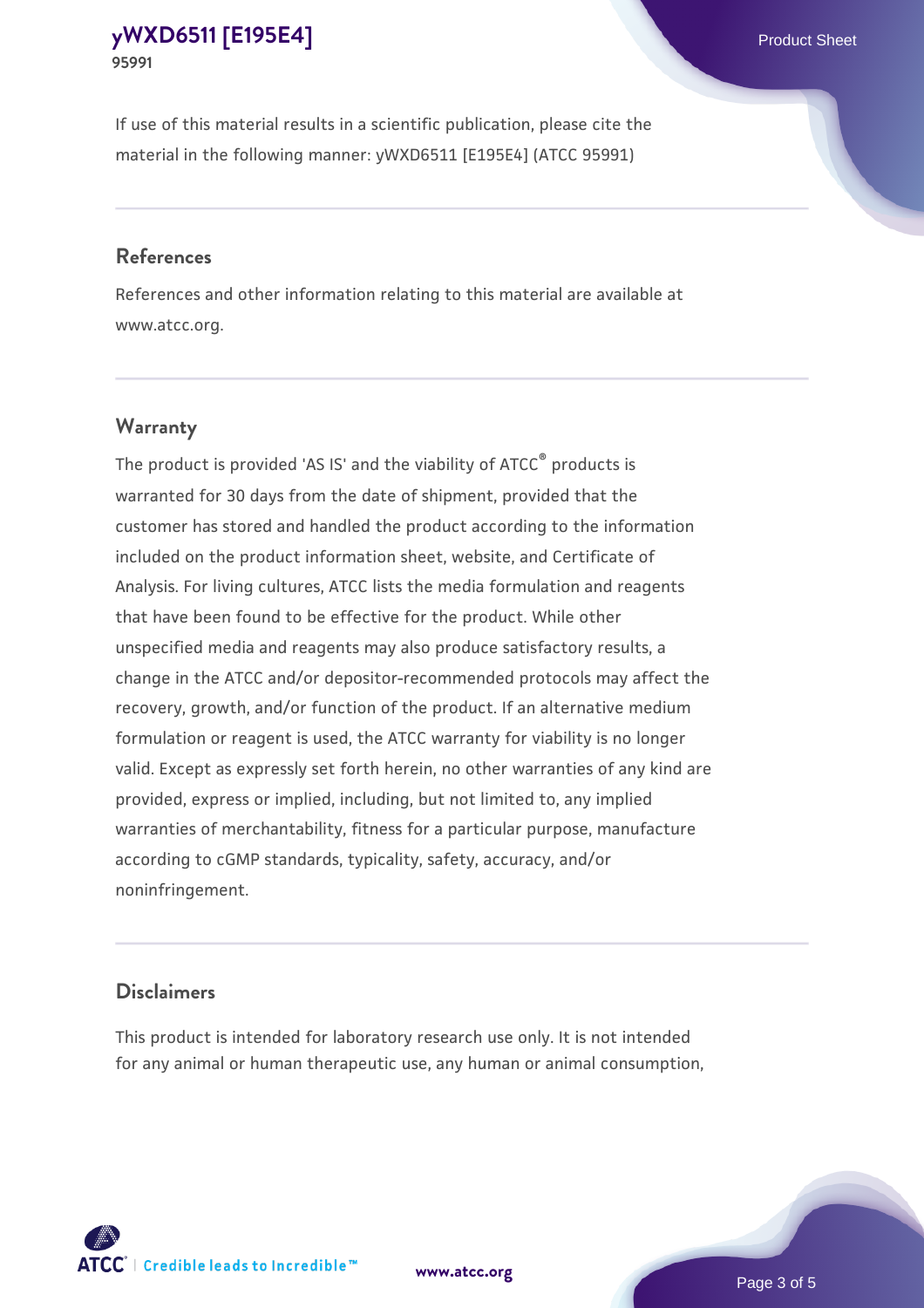If use of this material results in a scientific publication, please cite the material in the following manner: yWXD6511 [E195E4] (ATCC 95991)

## References

References and other information relating to this material are available at www.atcc.org.

## Warranty

The product is provided 'AS IS' and the viability of ATCC® products is warranted for 30 days from the date of shipment, provided that the customer has stored and handled the product according to the information included on the product information sheet, website, and Certificate of Analysis. For living cultures, ATCC lists the media formulation and reagents that have been found to be effective for the product. While other unspecified media and reagents may also produce satisfactory results, a change in the ATCC and/or depositor-recommended protocols may affect the recovery, growth, and/or function of the product. If an alternative medium formulation or reagent is used, the ATCC warranty for viability is no longer valid. Except as expressly set forth herein, no other warranties of any kind are provided, express or implied, including, but not limited to, any implied warranties of merchantability, fitness for a particular purpose, manufacture according to cGMP standards, typicality, safety, accuracy, and/or noninfringement.

## Disclaimers

This product is intended for laboratory research use only. It is not intended for any animal or human therapeutic use, any human or animal consumption,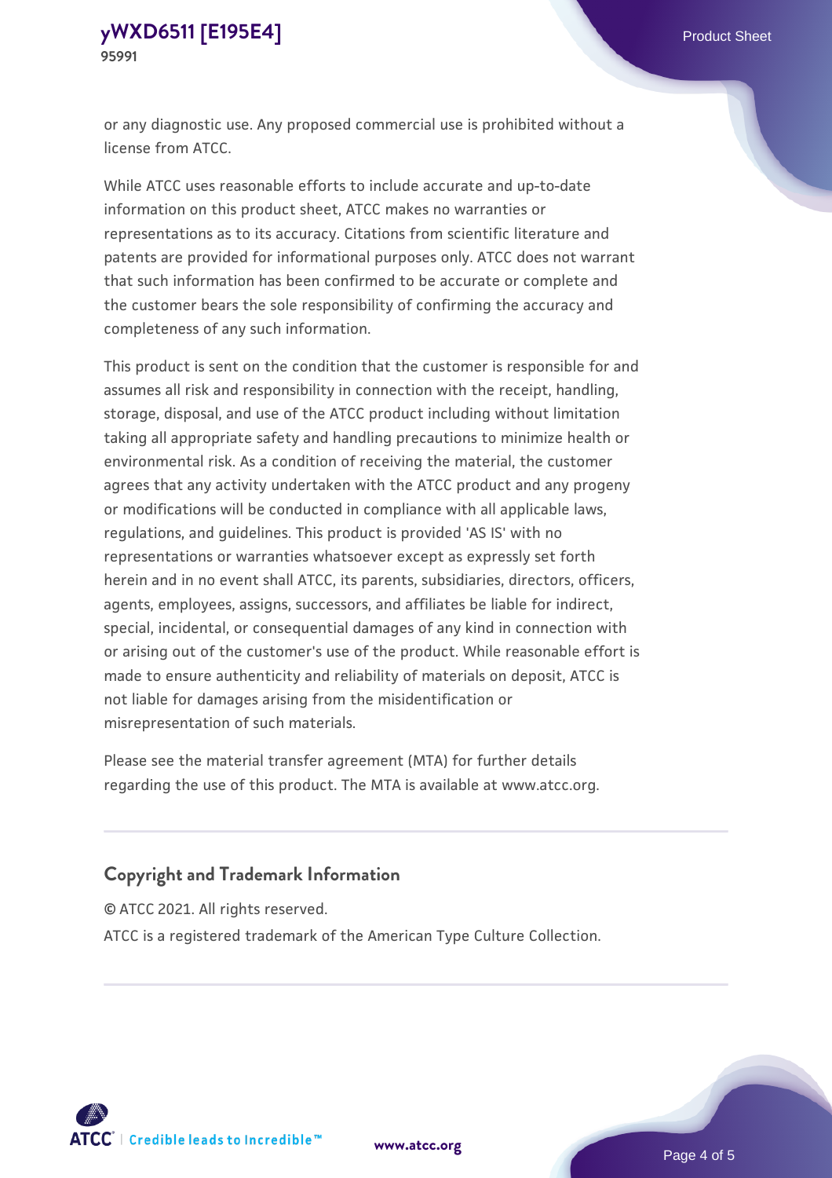or any diagnostic use. Any proposed commercial use is prohibited without a license from ATCC.

While ATCC uses reasonable efforts to include accurate and up-to-date information on this product sheet, ATCC makes no warranties or representations as to its accuracy. Citations from scientific literature and patents are provided for informational purposes only. ATCC does not warrant that such information has been confirmed to be accurate or complete and the customer bears the sole responsibility of confirming the accuracy and completeness of any such information.

This product is sent on the condition that the customer is responsible for and assumes all risk and responsibility in connection with the receipt, handling, storage, disposal, and use of the ATCC product including without limitation taking all appropriate safety and handling precautions to minimize health or environmental risk. As a condition of receiving the material, the customer agrees that any activity undertaken with the ATCC product and any progeny or modifications will be conducted in compliance with all applicable laws, regulations, and guidelines. This product is provided 'AS IS' with no representations or warranties whatsoever except as expressly set forth herein and in no event shall ATCC, its parents, subsidiaries, directors, officers, agents, employees, assigns, successors, and affiliates be liable for indirect, special, incidental, or consequential damages of any kind in connection with or arising out of the customer's use of the product. While reasonable effort is made to ensure authenticity and reliability of materials on deposit, ATCC is not liable for damages arising from the misidentification or misrepresentation of such materials.

Please see the material transfer agreement (MTA) for further details regarding the use of this product. The MTA is available at www.atcc.org.

## Copyright and Trademark Information

© ATCC 2021. All rights reserved.

ATCC is a registered trademark of the American Type Culture Collection.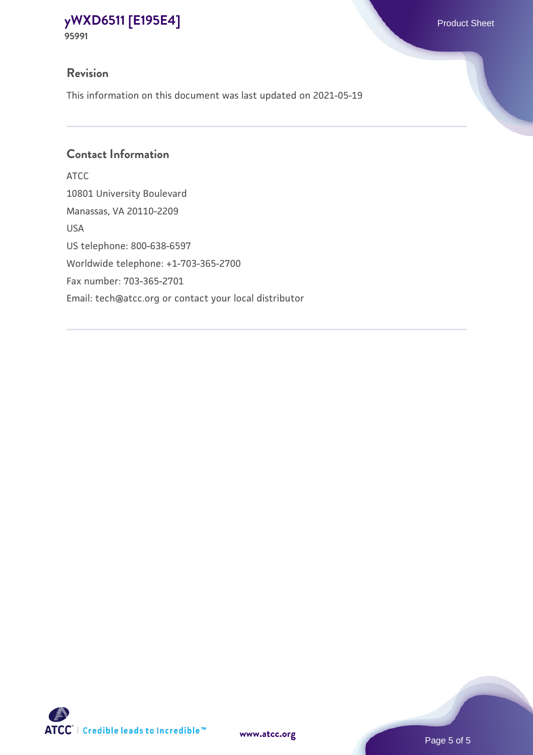## Revision

This information on this document was last updated on 2021-05-19

## Contact Information

ATCC
10801 University Boulevard
Manassas, VA 20110-2209
USA
US telephone: 800-638-6597
Worldwide telephone: +1-703-365-2700
Fax number: 703-365-2701
Email: tech@atcc.org or contact your local distributor